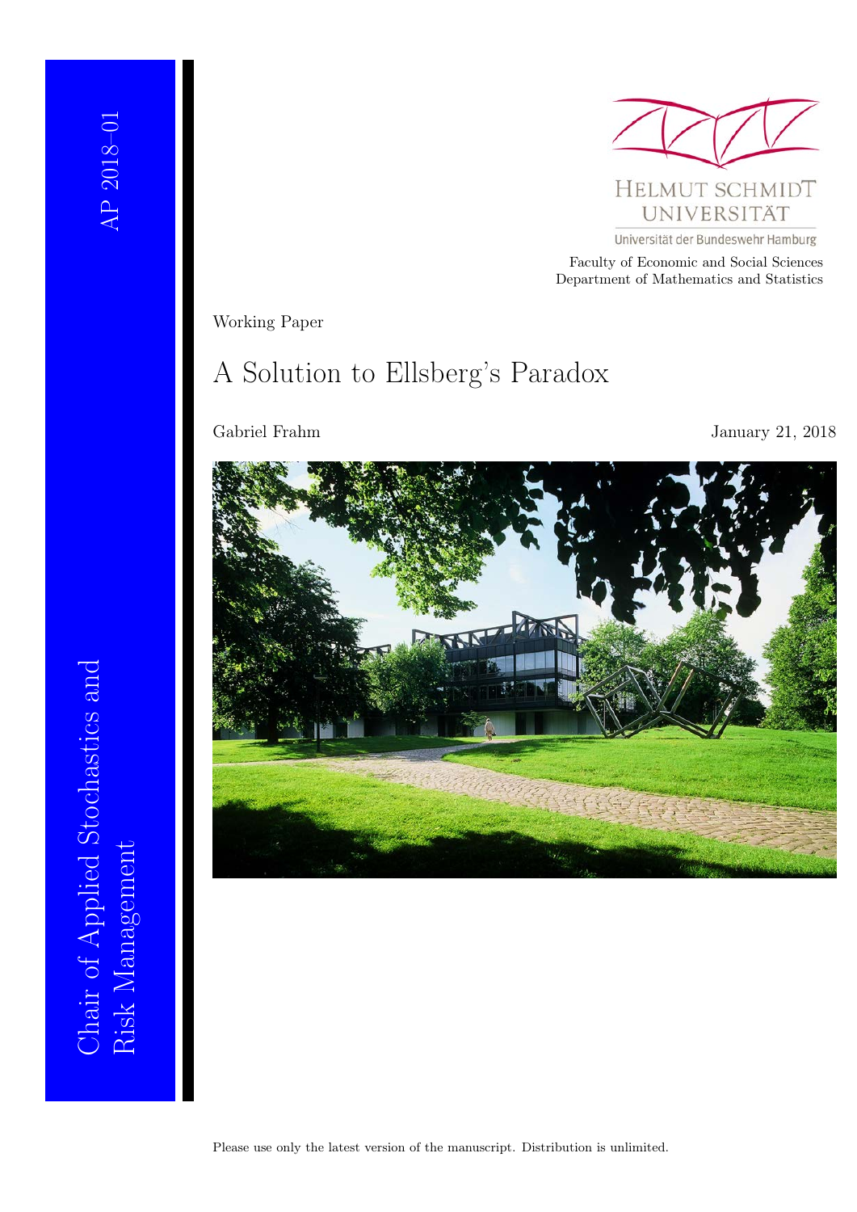AP 2018–01

Chair of Applied Stochastics and Risk Management

HELMUT SCHMIDT UNIVERSITÄT

Universität der Bundeswehr Hamburg

Faculty of Economic and Social Sciences
Department of Mathematics and Statistics

Working Paper

# A Solution to Ellsberg's Paradox

Gabriel Frahm

January 21, 2018

Please use only the latest version of the manuscript. Distribution is unlimited.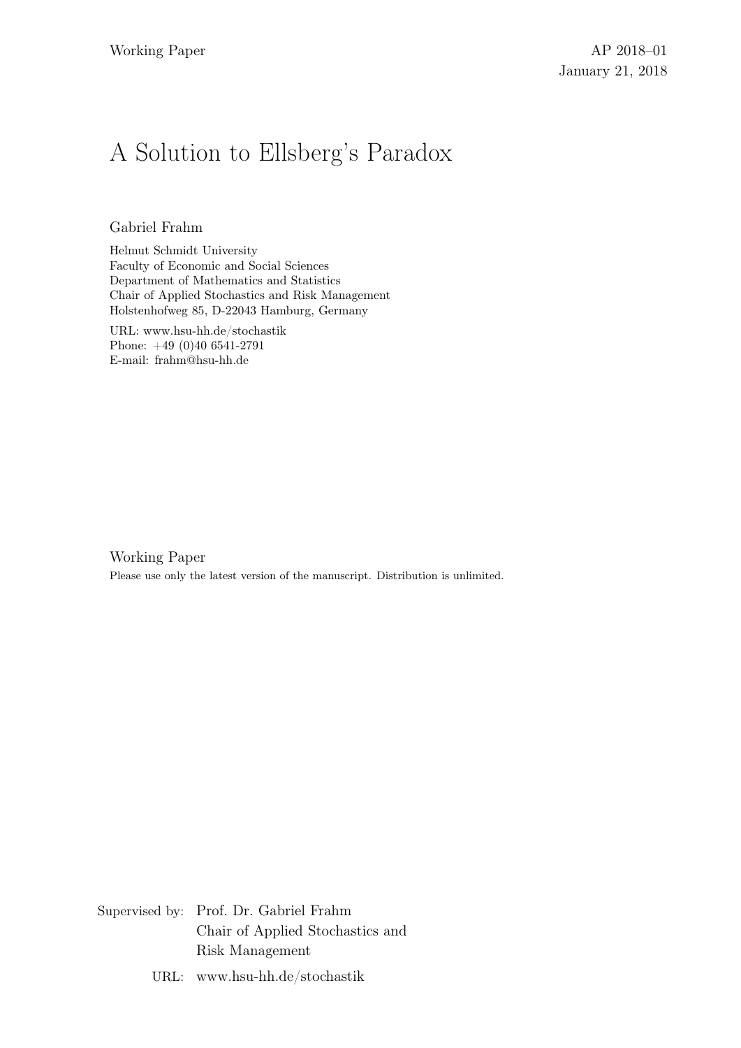Working Paper

AP 2018–01

January 21, 2018

# A Solution to Ellsberg's Paradox

Gabriel Frahm

Helmut Schmidt University
Faculty of Economic and Social Sciences
Department of Mathematics and Statistics
Chair of Applied Stochastics and Risk Management
Holstenhofweg 85, D-22043 Hamburg, Germany

URL: www.hsu-hh.de/stochastik
Phone: +49 (0)40 6541-2791
E-mail: frahm@hsu-hh.de

Working Paper

Please use only the latest version of the manuscript. Distribution is unlimited.

Supervised by: Prof. Dr. Gabriel Frahm
Chair of Applied Stochastics and Risk Management

URL: www.hsu-hh.de/stochastik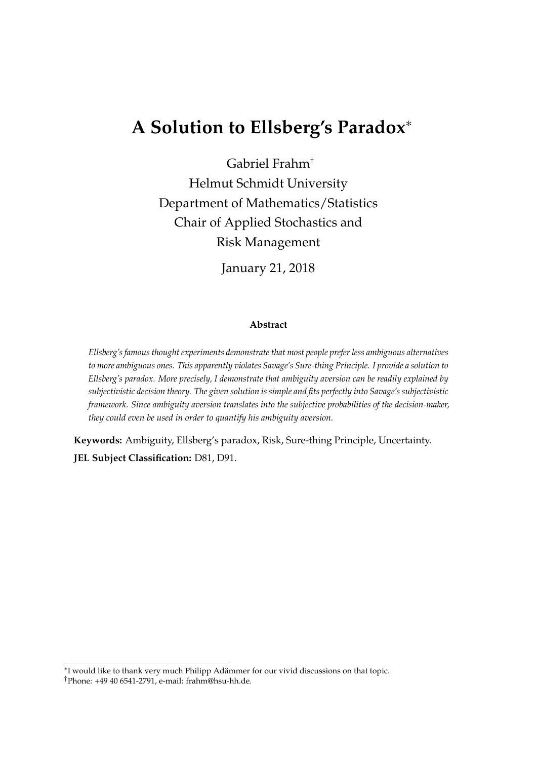# A Solution to Ellsberg's Paradox*

Gabriel Frahm†

Helmut Schmidt University

Department of Mathematics/Statistics

Chair of Applied Stochastics and

Risk Management

January 21, 2018

**Abstract**

*Ellsberg's famous thought experiments demonstrate that most people prefer less ambiguous alternatives to more ambiguous ones. This apparently violates Savage's Sure-thing Principle. I provide a solution to Ellsberg's paradox. More precisely, I demonstrate that ambiguity aversion can be readily explained by subjectivistic decision theory. The given solution is simple and fits perfectly into Savage's subjectivistic framework. Since ambiguity aversion translates into the subjective probabilities of the decision-maker, they could even be used in order to quantify his ambiguity aversion.*

**Keywords:** Ambiguity, Ellsberg's paradox, Risk, Sure-thing Principle, Uncertainty.

**JEL Subject Classification:** D81, D91.

---

*I would like to thank very much Philipp Adämmer for our vivid discussions on that topic.

†Phone: +49 40 6541-2791, e-mail: frahm@hsu-hh.de.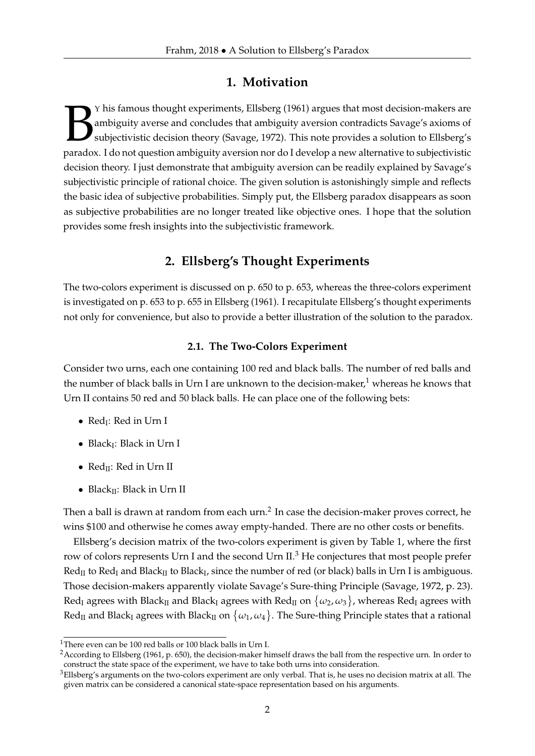## 1. Motivation

By his famous thought experiments, Ellsberg (1961) argues that most decision-makers are ambiguity averse and concludes that ambiguity aversion contradicts Savage's axioms of subjectivistic decision theory (Savage, 1972). This note provides a solution to Ellsberg's paradox. I do not question ambiguity aversion nor do I develop a new alternative to subjectivistic decision theory. I just demonstrate that ambiguity aversion can be readily explained by Savage's subjectivistic principle of rational choice. The given solution is astonishingly simple and reflects the basic idea of subjective probabilities. Simply put, the Ellsberg paradox disappears as soon as subjective probabilities are no longer treated like objective ones. I hope that the solution provides some fresh insights into the subjectivistic framework.

## 2. Ellsberg's Thought Experiments

The two-colors experiment is discussed on p. 650 to p. 653, whereas the three-colors experiment is investigated on p. 653 to p. 655 in Ellsberg (1961). I recapitulate Ellsberg's thought experiments not only for convenience, but also to provide a better illustration of the solution to the paradox.

### 2.1. The Two-Colors Experiment

Consider two urns, each one containing 100 red and black balls. The number of red balls and the number of black balls in Urn I are unknown to the decision-maker,[1] whereas he knows that Urn II contains 50 red and 50 black balls. He can place one of the following bets:

- $\text{Red}_{\text{I}}$: Red in Urn I
- $\text{Black}_{\text{I}}$: Black in Urn I
- $\text{Red}_{\text{II}}$: Red in Urn II
- $\text{Black}_{\text{II}}$: Black in Urn II

Then a ball is drawn at random from each urn.[2] In case the decision-maker proves correct, he wins \$100 and otherwise he comes away empty-handed. There are no other costs or benefits.

Ellsberg's decision matrix of the two-colors experiment is given by Table 1, where the first row of colors represents Urn I and the second Urn II.[3] He conjectures that most people prefer $\text{Red}_{\text{II}}$ to $\text{Red}_{\text{I}}$ and $\text{Black}_{\text{II}}$ to $\text{Black}_{\text{I}}$, since the number of red (or black) balls in Urn I is ambiguous. Those decision-makers apparently violate Savage's Sure-thing Principle (Savage, 1972, p. 23). $\text{Red}_{\text{I}}$ agrees with $\text{Black}_{\text{II}}$ and $\text{Black}_{\text{I}}$ agrees with $\text{Red}_{\text{II}}$ on $\{\omega_2, \omega_3\}$, whereas $\text{Red}_{\text{I}}$ agrees with $\text{Red}_{\text{II}}$ and $\text{Black}_{\text{I}}$ agrees with $\text{Black}_{\text{II}}$ on $\{\omega_1, \omega_4\}$. The Sure-thing Principle states that a rational

---

[1] There even can be 100 red balls or 100 black balls in Urn I.

[2] According to Ellsberg (1961, p. 650), the decision-maker himself draws the ball from the respective urn. In order to construct the state space of the experiment, we have to take both urns into consideration.

[3] Ellsberg's arguments on the two-colors experiment are only verbal. That is, he uses no decision matrix at all. The given matrix can be considered a canonical state-space representation based on his arguments.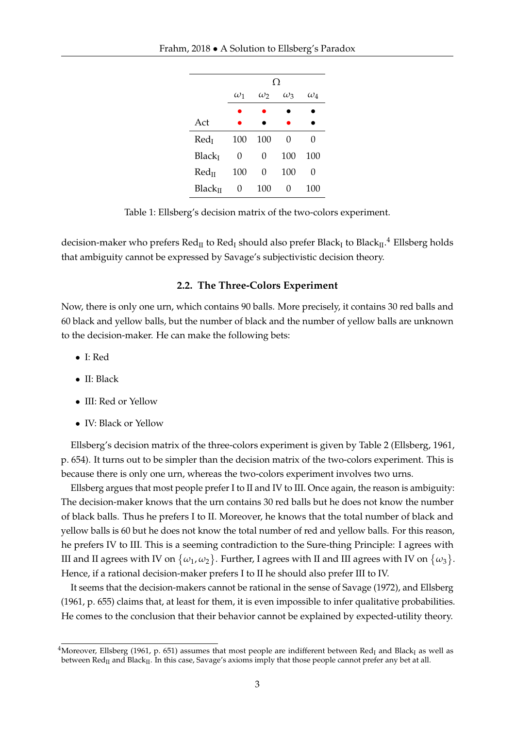| | $\Omega$ | | | |
|---|---|---|---|---|
| | $\omega_1$ | $\omega_2$ | $\omega_3$ | $\omega_4$ |
| | ● | ● | ● | ● |
| Act | ● | ● | ● | ● |
| $\text{Red}_\text{I}$ | 100 | 100 | 0 | 0 |
| $\text{Black}_\text{I}$ | 0 | 0 | 100 | 100 |
| $\text{Red}_\text{II}$ | 100 | 0 | 100 | 0 |
| $\text{Black}_\text{II}$ | 0 | 100 | 0 | 100 |

Table 1: Ellsberg's decision matrix of the two-colors experiment.

decision-maker who prefers $\text{Red}_\text{II}$ to $\text{Red}_\text{I}$ should also prefer $\text{Black}_\text{I}$ to $\text{Black}_\text{II}$.[4] Ellsberg holds that ambiguity cannot be expressed by Savage's subjectivistic decision theory.

### 2.2. The Three-Colors Experiment

Now, there is only one urn, which contains 90 balls. More precisely, it contains 30 red balls and 60 black and yellow balls, but the number of black and the number of yellow balls are unknown to the decision-maker. He can make the following bets:

- I: Red
- II: Black
- III: Red or Yellow
- IV: Black or Yellow

Ellsberg's decision matrix of the three-colors experiment is given by Table 2 (Ellsberg, 1961, p. 654). It turns out to be simpler than the decision matrix of the two-colors experiment. This is because there is only one urn, whereas the two-colors experiment involves two urns.

Ellsberg argues that most people prefer I to II and IV to III. Once again, the reason is ambiguity: The decision-maker knows that the urn contains 30 red balls but he does not know the number of black balls. Thus he prefers I to II. Moreover, he knows that the total number of black and yellow balls is 60 but he does not know the total number of red and yellow balls. For this reason, he prefers IV to III. This is a seeming contradiction to the Sure-thing Principle: I agrees with III and II agrees with IV on $\{\omega_1, \omega_2\}$. Further, I agrees with II and III agrees with IV on $\{\omega_3\}$. Hence, if a rational decision-maker prefers I to II he should also prefer III to IV.

It seems that the decision-makers cannot be rational in the sense of Savage (1972), and Ellsberg (1961, p. 655) claims that, at least for them, it is even impossible to infer qualitative probabilities. He comes to the conclusion that their behavior cannot be explained by expected-utility theory.

---

[4] Moreover, Ellsberg (1961, p. 651) assumes that most people are indifferent between $\text{Red}_\text{I}$ and $\text{Black}_\text{I}$ as well as between $\text{Red}_\text{II}$ and $\text{Black}_\text{II}$. In this case, Savage's axioms imply that those people cannot prefer any bet at all.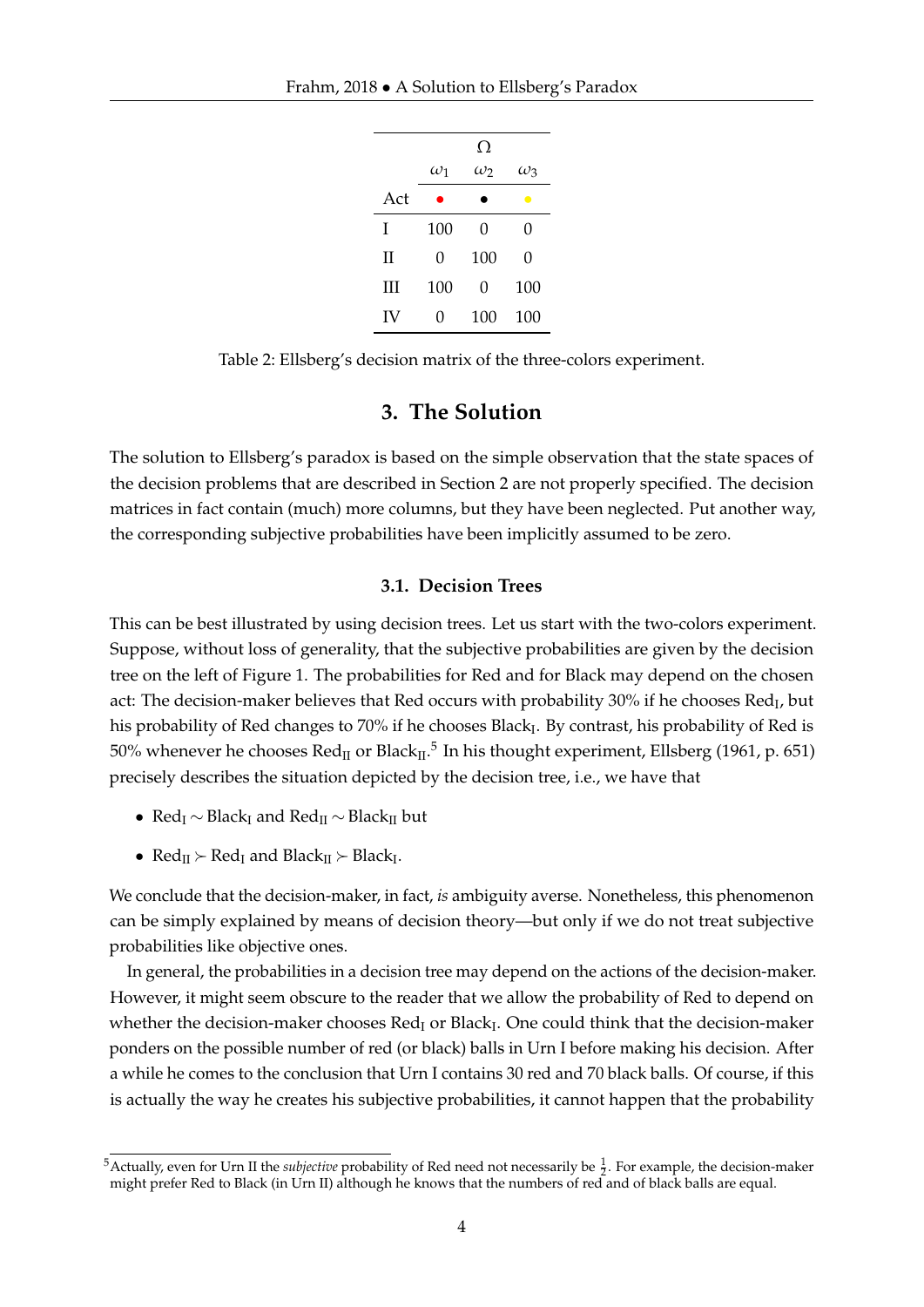| | $\Omega$ | | |
|---|---|---|---|
| | $\omega_1$ | $\omega_2$ | $\omega_3$ |
| Act | ● (red) | ● (black) | ● (yellow) |
| I | 100 | 0 | 0 |
| II | 0 | 100 | 0 |
| III | 100 | 0 | 100 |
| IV | 0 | 100 | 100 |

Table 2: Ellsberg's decision matrix of the three-colors experiment.

## 3. The Solution

The solution to Ellsberg's paradox is based on the simple observation that the state spaces of the decision problems that are described in Section 2 are not properly specified. The decision matrices in fact contain (much) more columns, but they have been neglected. Put another way, the corresponding subjective probabilities have been implicitly assumed to be zero.

### 3.1. Decision Trees

This can be best illustrated by using decision trees. Let us start with the two-colors experiment. Suppose, without loss of generality, that the subjective probabilities are given by the decision tree on the left of Figure 1. The probabilities for Red and for Black may depend on the chosen act: The decision-maker believes that Red occurs with probability 30% if he chooses $\text{Red}_{\text{I}}$, but his probability of Red changes to 70% if he chooses $\text{Black}_{\text{I}}$. By contrast, his probability of Red is 50% whenever he chooses $\text{Red}_{\text{II}}$ or $\text{Black}_{\text{II}}$.[5] In his thought experiment, Ellsberg (1961, p. 651) precisely describes the situation depicted by the decision tree, i.e., we have that

- $\text{Red}_{\text{I}} \sim \text{Black}_{\text{I}}$ and $\text{Red}_{\text{II}} \sim \text{Black}_{\text{II}}$ but
- $\text{Red}_{\text{II}} \succ \text{Red}_{\text{I}}$ and $\text{Black}_{\text{II}} \succ \text{Black}_{\text{I}}$.

We conclude that the decision-maker, in fact, *is* ambiguity averse. Nonetheless, this phenomenon can be simply explained by means of decision theory—but only if we do not treat subjective probabilities like objective ones.

In general, the probabilities in a decision tree may depend on the actions of the decision-maker. However, it might seem obscure to the reader that we allow the probability of Red to depend on whether the decision-maker chooses $\text{Red}_{\text{I}}$ or $\text{Black}_{\text{I}}$. One could think that the decision-maker ponders on the possible number of red (or black) balls in Urn I before making his decision. After a while he comes to the conclusion that Urn I contains 30 red and 70 black balls. Of course, if this is actually the way he creates his subjective probabilities, it cannot happen that the probability

[5] Actually, even for Urn II the *subjective* probability of Red need not necessarily be $\frac{1}{2}$. For example, the decision-maker might prefer Red to Black (in Urn II) although he knows that the numbers of red and of black balls are equal.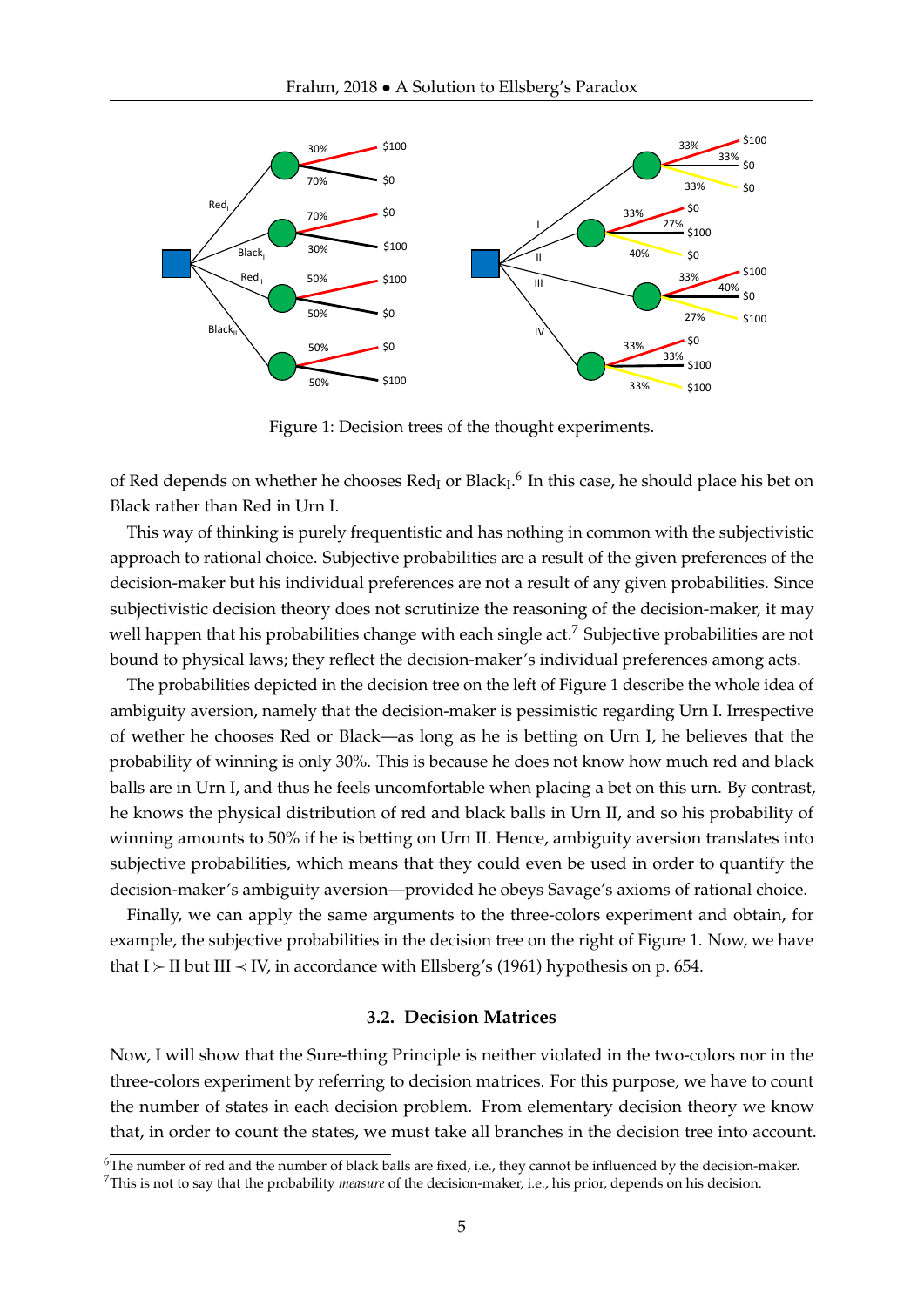Figure 1: Decision trees of the thought experiments.

of Red depends on whether he chooses $\text{Red}_\text{I}$ or $\text{Black}_\text{I}$.[6] In this case, he should place his bet on Black rather than Red in Urn I.

This way of thinking is purely frequentistic and has nothing in common with the subjectivistic approach to rational choice. Subjective probabilities are a result of the given preferences of the decision-maker but his individual preferences are not a result of any given probabilities. Since subjectivistic decision theory does not scrutinize the reasoning of the decision-maker, it may well happen that his probabilities change with each single act.[7] Subjective probabilities are not bound to physical laws; they reflect the decision-maker's individual preferences among acts.

The probabilities depicted in the decision tree on the left of Figure 1 describe the whole idea of ambiguity aversion, namely that the decision-maker is pessimistic regarding Urn I. Irrespective of wether he chooses Red or Black—as long as he is betting on Urn I, he believes that the probability of winning is only 30%. This is because he does not know how much red and black balls are in Urn I, and thus he feels uncomfortable when placing a bet on this urn. By contrast, he knows the physical distribution of red and black balls in Urn II, and so his probability of winning amounts to 50% if he is betting on Urn II. Hence, ambiguity aversion translates into subjective probabilities, which means that they could even be used in order to quantify the decision-maker's ambiguity aversion—provided he obeys Savage's axioms of rational choice.

Finally, we can apply the same arguments to the three-colors experiment and obtain, for example, the subjective probabilities in the decision tree on the right of Figure 1. Now, we have that $\text{I} \succ \text{II}$ but $\text{III} \prec \text{IV}$, in accordance with Ellsberg's (1961) hypothesis on p. 654.

### 3.2. Decision Matrices

Now, I will show that the Sure-thing Principle is neither violated in the two-colors nor in the three-colors experiment by referring to decision matrices. For this purpose, we have to count the number of states in each decision problem. From elementary decision theory we know that, in order to count the states, we must take all branches in the decision tree into account.

[6] The number of red and the number of black balls are fixed, i.e., they cannot be influenced by the decision-maker.

[7] This is not to say that the probability *measure* of the decision-maker, i.e., his prior, depends on his decision.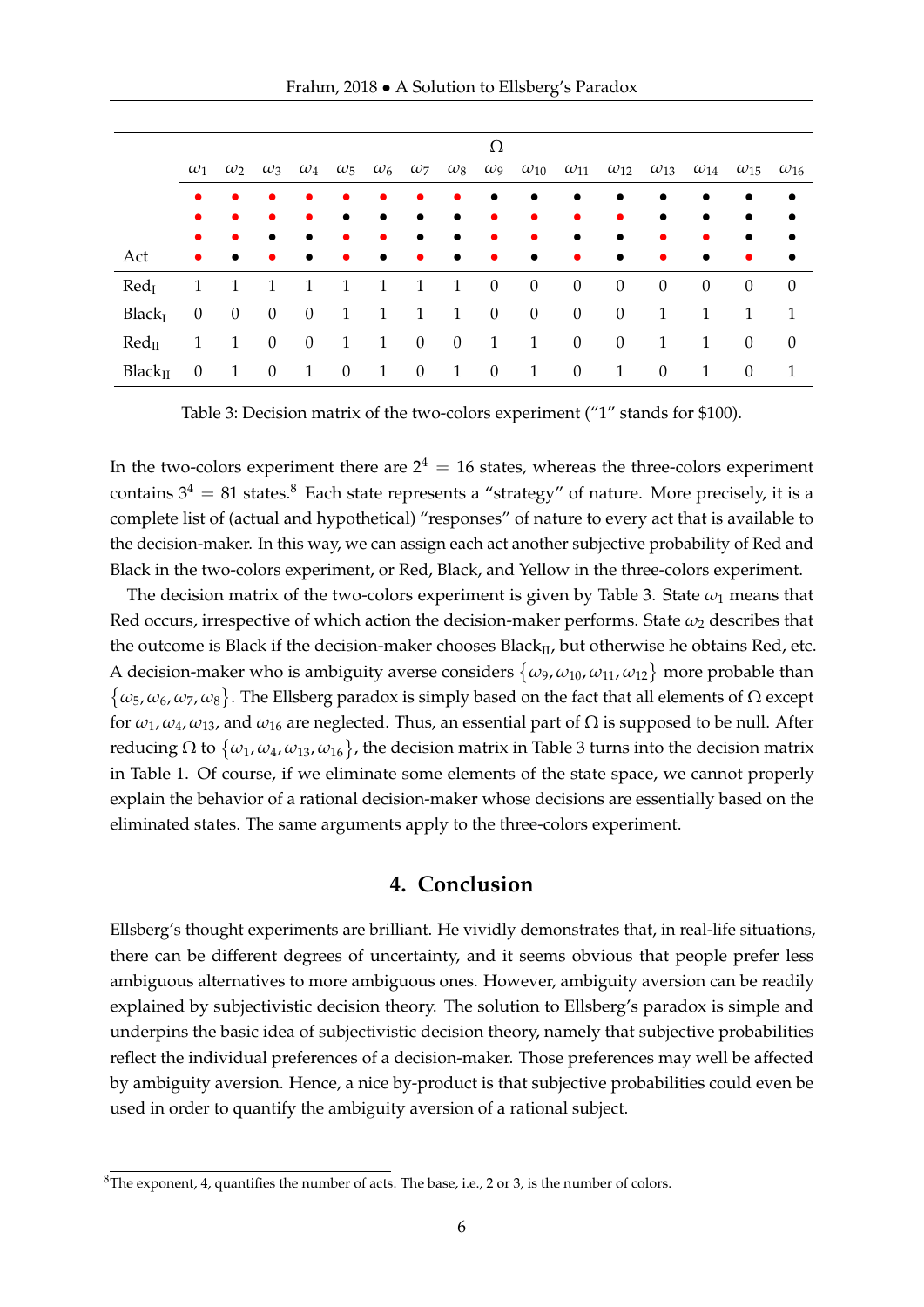| | $\omega_1$ | $\omega_2$ | $\omega_3$ | $\omega_4$ | $\omega_5$ | $\omega_6$ | $\omega_7$ | $\omega_8$ | $\omega_9$ | $\omega_{10}$ | $\omega_{11}$ | $\omega_{12}$ | $\omega_{13}$ | $\omega_{14}$ | $\omega_{15}$ | $\omega_{16}$ |
|---|---|---|---|---|---|---|---|---|---|---|---|---|---|---|---|---|
| | ● red | ● red | ● red | ● red | ● red | ● red | ● red | ● red | ● black | ● black | ● black | ● black | ● black | ● black | ● black | ● black |
| | ● red | ● red | ● red | ● red | ● black | ● black | ● black | ● black | ● red | ● red | ● red | ● red | ● black | ● black | ● black | ● black |
| | ● red | ● red | ● black | ● black | ● red | ● red | ● black | ● black | ● red | ● red | ● black | ● black | ● red | ● red | ● black | ● black |
| Act | ● red | ● black | ● red | ● black | ● red | ● black | ● red | ● black | ● red | ● black | ● red | ● black | ● red | ● black | ● red | ● black |
| $\text{Red}_{\text{I}}$ | 1 | 1 | 1 | 1 | 1 | 1 | 1 | 1 | 0 | 0 | 0 | 0 | 0 | 0 | 0 | 0 |
| $\text{Black}_{\text{I}}$ | 0 | 0 | 0 | 0 | 1 | 1 | 1 | 1 | 0 | 0 | 0 | 0 | 1 | 1 | 1 | 1 |
| $\text{Red}_{\text{II}}$ | 1 | 1 | 0 | 0 | 1 | 1 | 0 | 0 | 1 | 1 | 0 | 0 | 1 | 1 | 0 | 0 |
| $\text{Black}_{\text{II}}$ | 0 | 1 | 0 | 1 | 0 | 1 | 0 | 1 | 0 | 1 | 0 | 1 | 0 | 1 | 0 | 1 |

Table 3: Decision matrix of the two-colors experiment ("1" stands for \$100).

In the two-colors experiment there are $2^4 = 16$ states, whereas the three-colors experiment contains $3^4 = 81$ states.[8] Each state represents a "strategy" of nature. More precisely, it is a complete list of (actual and hypothetical) "responses" of nature to every act that is available to the decision-maker. In this way, we can assign each act another subjective probability of Red and Black in the two-colors experiment, or Red, Black, and Yellow in the three-colors experiment.

The decision matrix of the two-colors experiment is given by Table 3. State $\omega_1$ means that Red occurs, irrespective of which action the decision-maker performs. State $\omega_2$ describes that the outcome is Black if the decision-maker chooses $\text{Black}_{\text{II}}$, but otherwise he obtains Red, etc. A decision-maker who is ambiguity averse considers $\{\omega_9, \omega_{10}, \omega_{11}, \omega_{12}\}$ more probable than $\{\omega_5, \omega_6, \omega_7, \omega_8\}$. The Ellsberg paradox is simply based on the fact that all elements of $\Omega$ except for $\omega_1, \omega_4, \omega_{13}$, and $\omega_{16}$ are neglected. Thus, an essential part of $\Omega$ is supposed to be null. After reducing $\Omega$ to $\{\omega_1, \omega_4, \omega_{13}, \omega_{16}\}$, the decision matrix in Table 3 turns into the decision matrix in Table 1. Of course, if we eliminate some elements of the state space, we cannot properly explain the behavior of a rational decision-maker whose decisions are essentially based on the eliminated states. The same arguments apply to the three-colors experiment.

## 4. Conclusion

Ellsberg's thought experiments are brilliant. He vividly demonstrates that, in real-life situations, there can be different degrees of uncertainty, and it seems obvious that people prefer less ambiguous alternatives to more ambiguous ones. However, ambiguity aversion can be readily explained by subjectivistic decision theory. The solution to Ellsberg's paradox is simple and underpins the basic idea of subjectivistic decision theory, namely that subjective probabilities reflect the individual preferences of a decision-maker. Those preferences may well be affected by ambiguity aversion. Hence, a nice by-product is that subjective probabilities could even be used in order to quantify the ambiguity aversion of a rational subject.

[8] The exponent, 4, quantifies the number of acts. The base, i.e., 2 or 3, is the number of colors.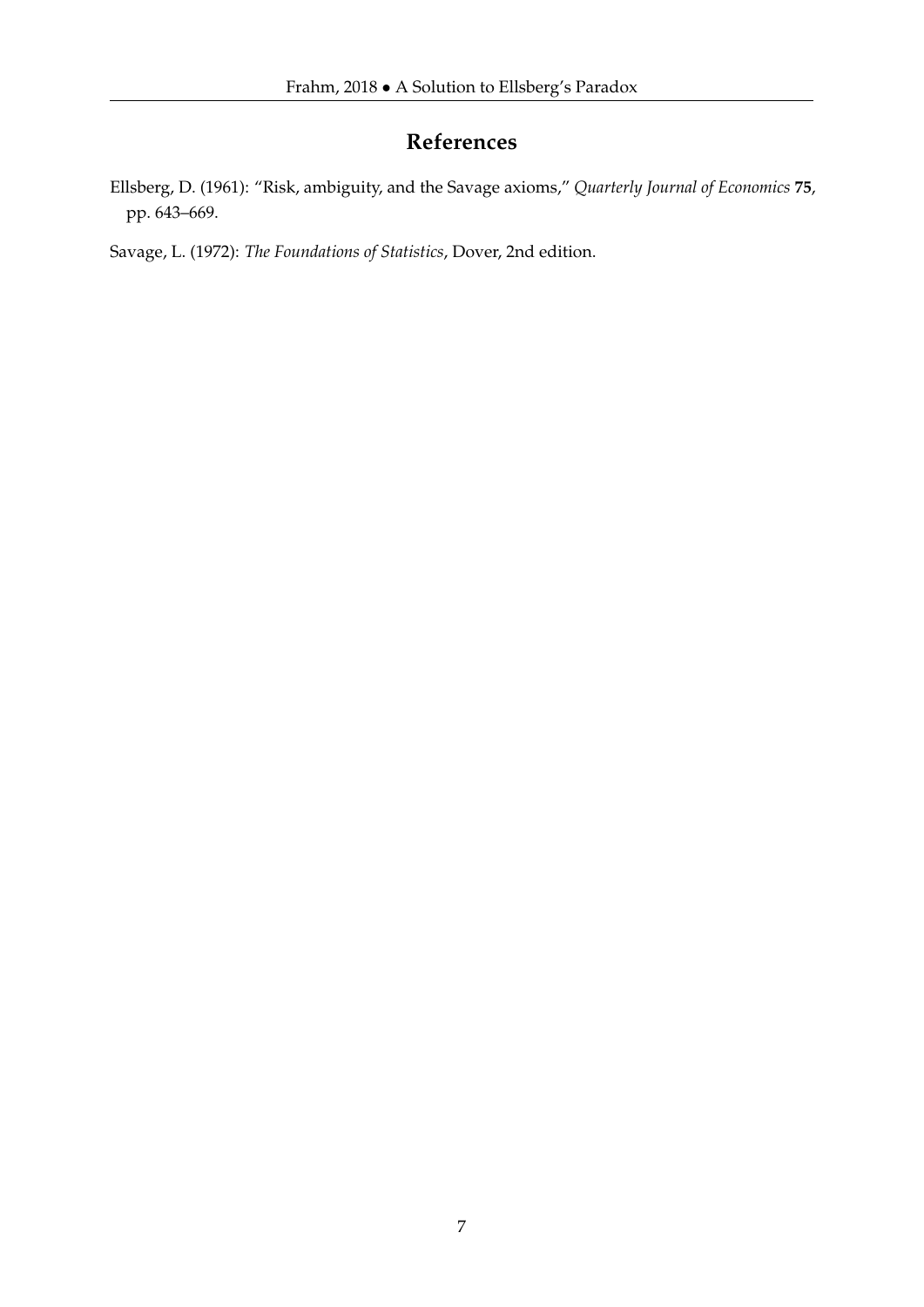## References

Ellsberg, D. (1961): "Risk, ambiguity, and the Savage axioms," *Quarterly Journal of Economics* **75**, pp. 643–669.

Savage, L. (1972): *The Foundations of Statistics*, Dover, 2nd edition.